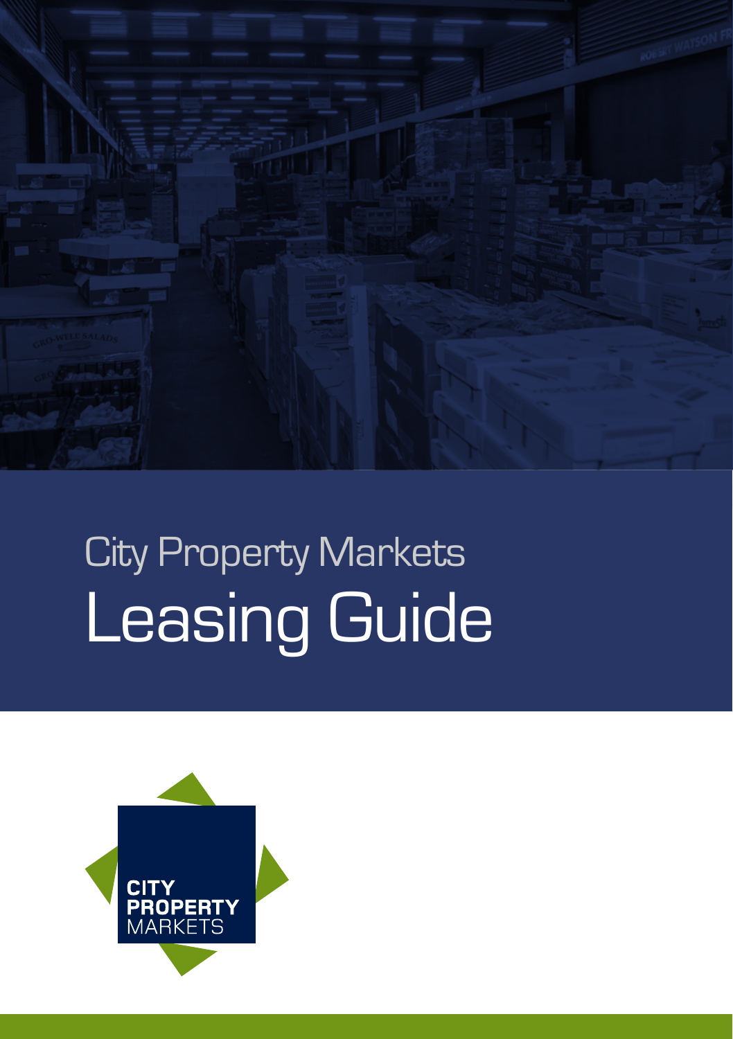City Property Markets

# Leasing Guide

CITY
PROPERTY
MARKETS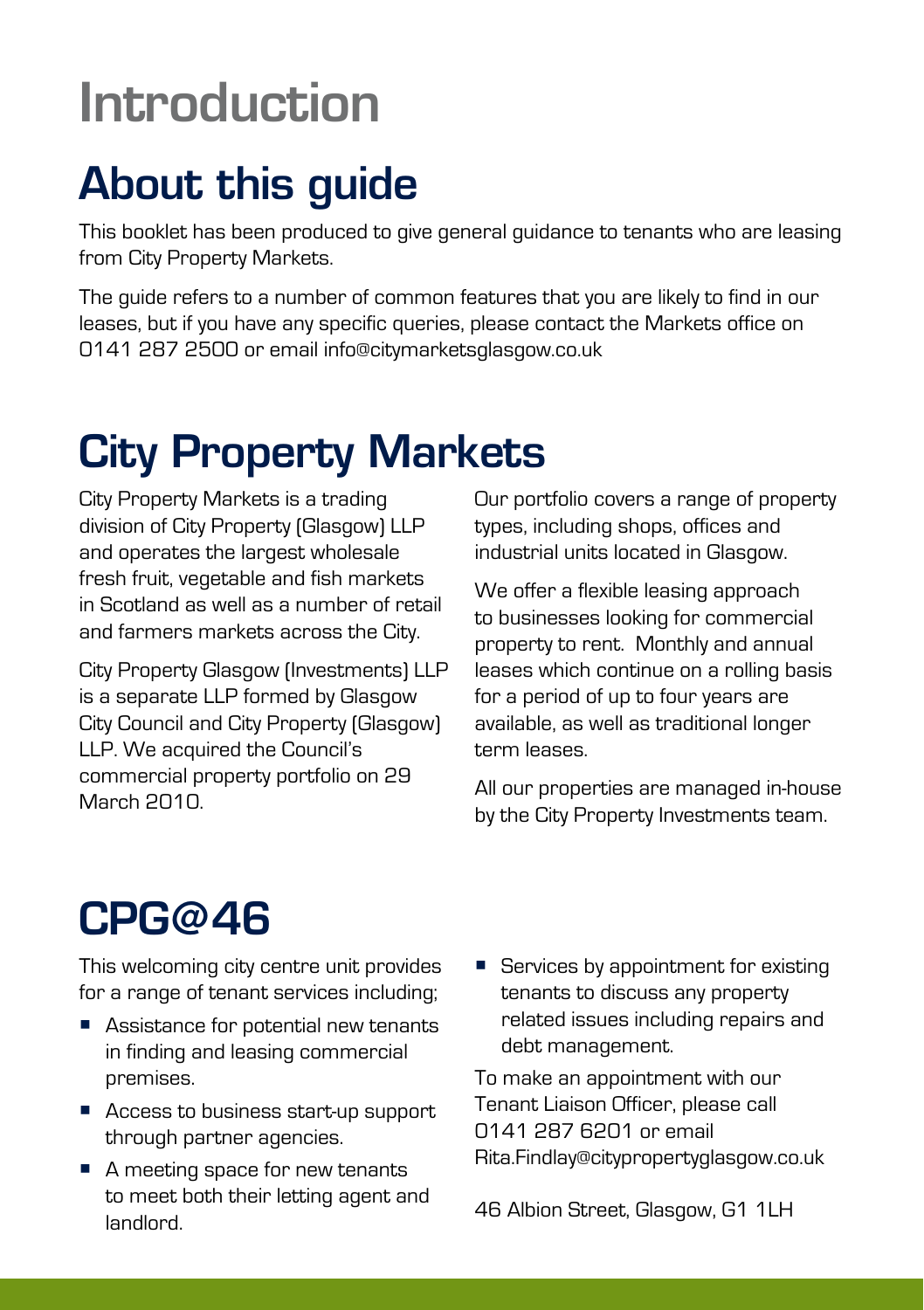# Introduction

## About this guide

This booklet has been produced to give general guidance to tenants who are leasing from City Property Markets.

The guide refers to a number of common features that you are likely to find in our leases, but if you have any specific queries, please contact the Markets office on 0141 287 2500 or email info@citymarketsglasgow.co.uk

## City Property Markets

City Property Markets is a trading division of City Property (Glasgow) LLP and operates the largest wholesale fresh fruit, vegetable and fish markets in Scotland as well as a number of retail and farmers markets across the City.

City Property Glasgow (Investments) LLP is a separate LLP formed by Glasgow City Council and City Property (Glasgow) LLP. We acquired the Council's commercial property portfolio on 29 March 2010.

Our portfolio covers a range of property types, including shops, offices and industrial units located in Glasgow.

We offer a flexible leasing approach to businesses looking for commercial property to rent. Monthly and annual leases which continue on a rolling basis for a period of up to four years are available, as well as traditional longer term leases.

All our properties are managed in-house by the City Property Investments team.

## CPG@46

This welcoming city centre unit provides for a range of tenant services including;

- Assistance for potential new tenants in finding and leasing commercial premises.
- Access to business start-up support through partner agencies.
- A meeting space for new tenants to meet both their letting agent and landlord.
- Services by appointment for existing tenants to discuss any property related issues including repairs and debt management.

To make an appointment with our Tenant Liaison Officer, please call 0141 287 6201 or email Rita.Findlay@citypropertyglasgow.co.uk

46 Albion Street, Glasgow, G1 1LH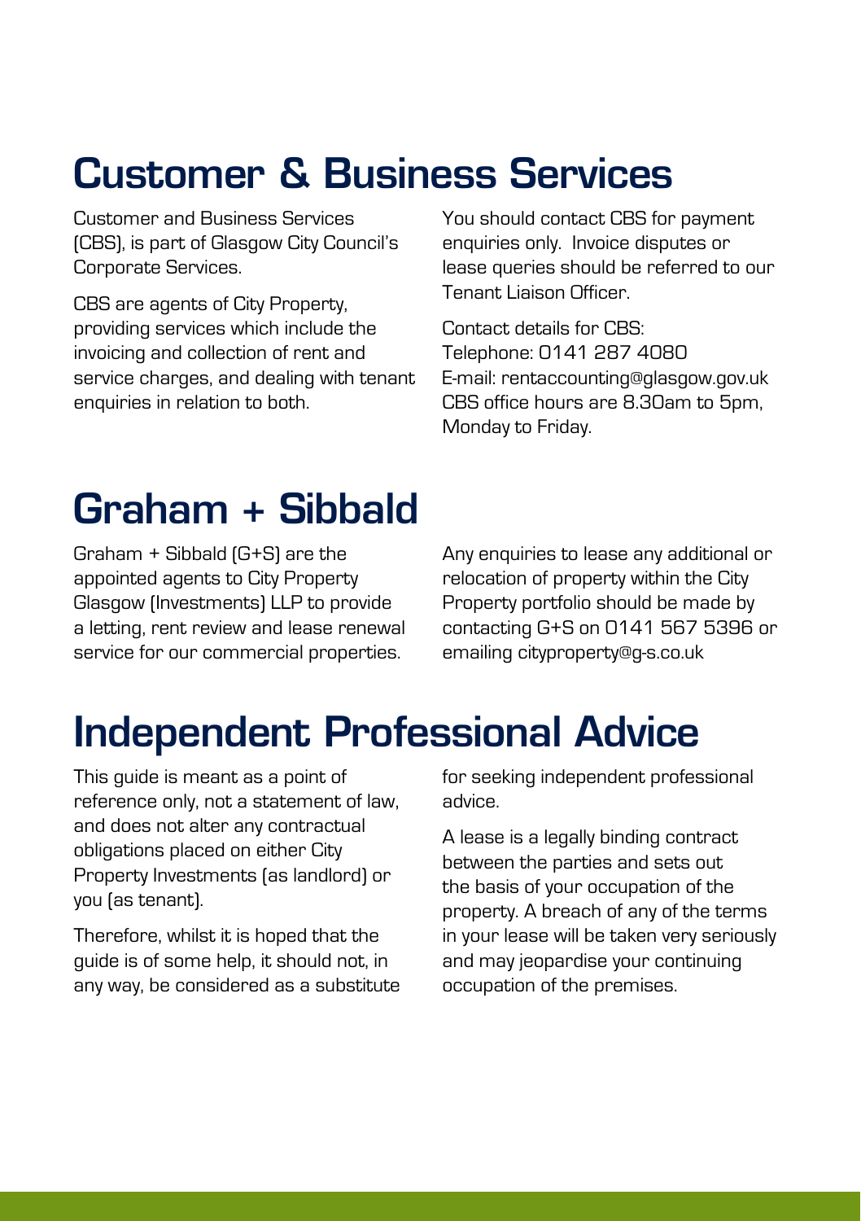# Customer & Business Services

Customer and Business Services (CBS), is part of Glasgow City Council's Corporate Services.

CBS are agents of City Property, providing services which include the invoicing and collection of rent and service charges, and dealing with tenant enquiries in relation to both.

You should contact CBS for payment enquiries only. Invoice disputes or lease queries should be referred to our Tenant Liaison Officer.

Contact details for CBS:
Telephone: 0141 287 4080
E-mail: rentaccounting@glasgow.gov.uk
CBS office hours are 8.30am to 5pm, Monday to Friday.

# Graham + Sibbald

Graham + Sibbald (G+S) are the appointed agents to City Property Glasgow (Investments) LLP to provide a letting, rent review and lease renewal service for our commercial properties.

Any enquiries to lease any additional or relocation of property within the City Property portfolio should be made by contacting G+S on 0141 567 5396 or emailing cityproperty@g-s.co.uk

# Independent Professional Advice

This guide is meant as a point of reference only, not a statement of law, and does not alter any contractual obligations placed on either City Property Investments (as landlord) or you (as tenant).

Therefore, whilst it is hoped that the guide is of some help, it should not, in any way, be considered as a substitute for seeking independent professional advice.

A lease is a legally binding contract between the parties and sets out the basis of your occupation of the property. A breach of any of the terms in your lease will be taken very seriously and may jeopardise your continuing occupation of the premises.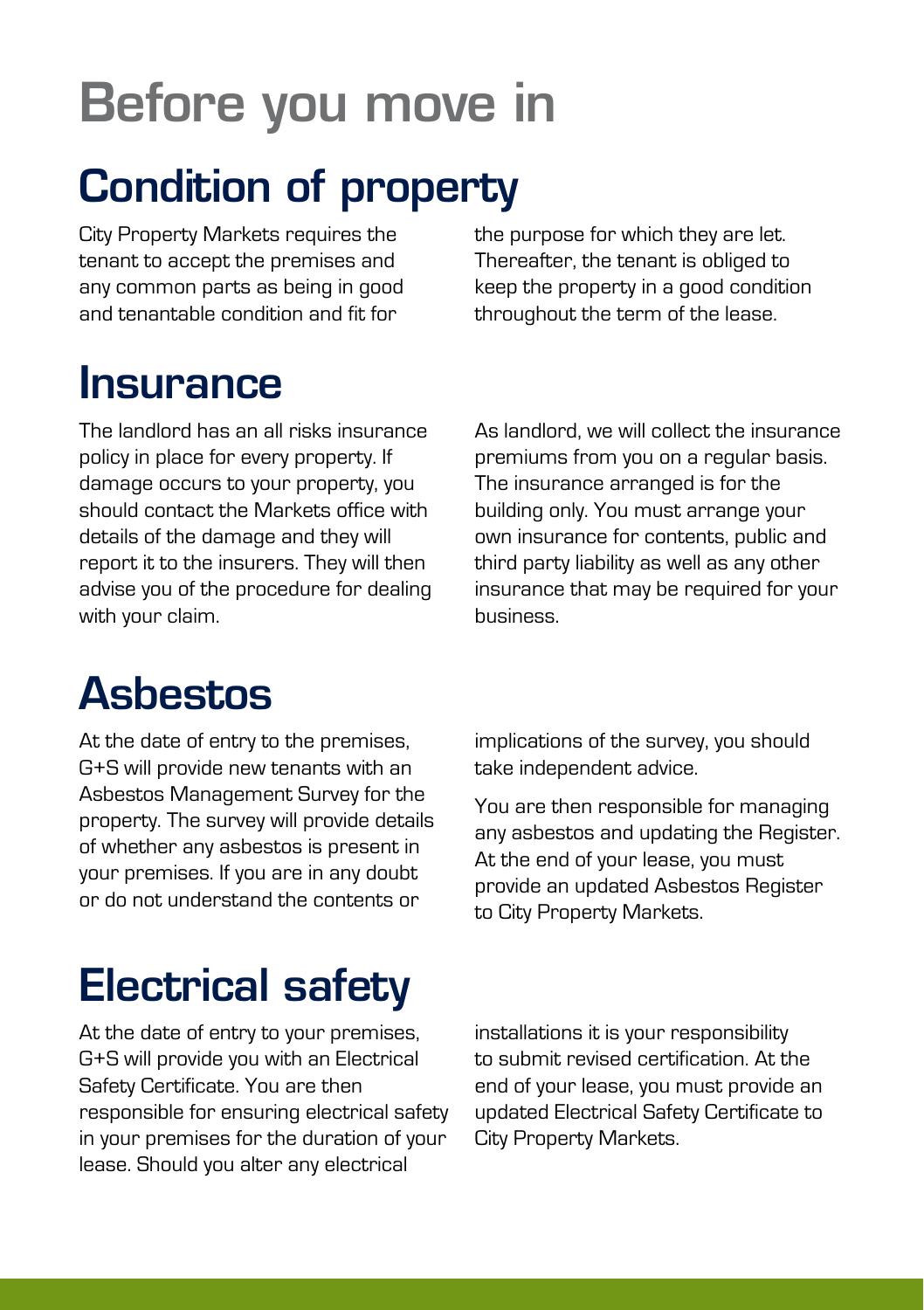# Before you move in

## Condition of property

City Property Markets requires the tenant to accept the premises and any common parts as being in good and tenantable condition and fit for the purpose for which they are let. Thereafter, the tenant is obliged to keep the property in a good condition throughout the term of the lease.

## Insurance

The landlord has an all risks insurance policy in place for every property. If damage occurs to your property, you should contact the Markets office with details of the damage and they will report it to the insurers. They will then advise you of the procedure for dealing with your claim.

As landlord, we will collect the insurance premiums from you on a regular basis. The insurance arranged is for the building only. You must arrange your own insurance for contents, public and third party liability as well as any other insurance that may be required for your business.

## Asbestos

At the date of entry to the premises, G+S will provide new tenants with an Asbestos Management Survey for the property. The survey will provide details of whether any asbestos is present in your premises. If you are in any doubt or do not understand the contents or implications of the survey, you should take independent advice.

You are then responsible for managing any asbestos and updating the Register. At the end of your lease, you must provide an updated Asbestos Register to City Property Markets.

## Electrical safety

At the date of entry to your premises, G+S will provide you with an Electrical Safety Certificate. You are then responsible for ensuring electrical safety in your premises for the duration of your lease. Should you alter any electrical installations it is your responsibility to submit revised certification. At the end of your lease, you must provide an updated Electrical Safety Certificate to City Property Markets.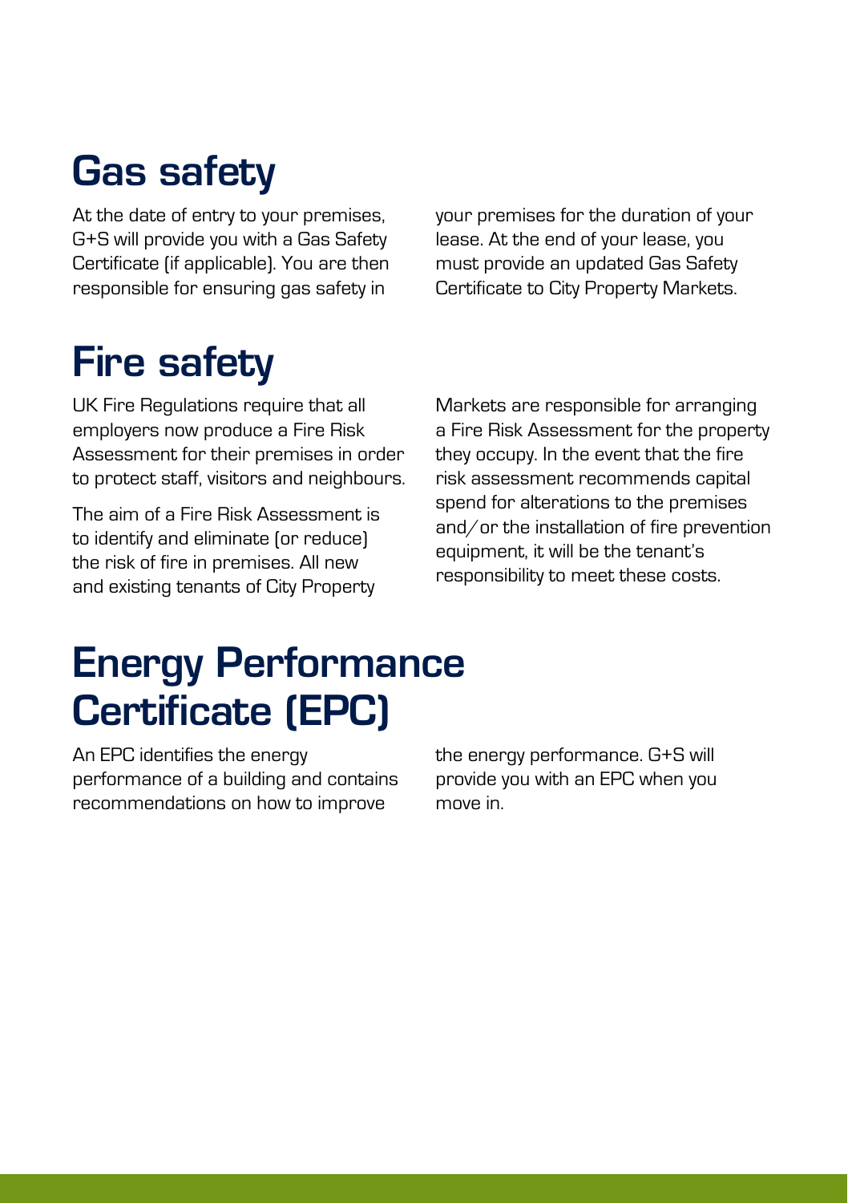# Gas safety

At the date of entry to your premises, G+S will provide you with a Gas Safety Certificate (if applicable). You are then responsible for ensuring gas safety in your premises for the duration of your lease. At the end of your lease, you must provide an updated Gas Safety Certificate to City Property Markets.

# Fire safety

UK Fire Regulations require that all employers now produce a Fire Risk Assessment for their premises in order to protect staff, visitors and neighbours.

The aim of a Fire Risk Assessment is to identify and eliminate (or reduce) the risk of fire in premises. All new and existing tenants of City Property Markets are responsible for arranging a Fire Risk Assessment for the property they occupy. In the event that the fire risk assessment recommends capital spend for alterations to the premises and/or the installation of fire prevention equipment, it will be the tenant's responsibility to meet these costs.

# Energy Performance Certificate (EPC)

An EPC identifies the energy performance of a building and contains recommendations on how to improve the energy performance. G+S will provide you with an EPC when you move in.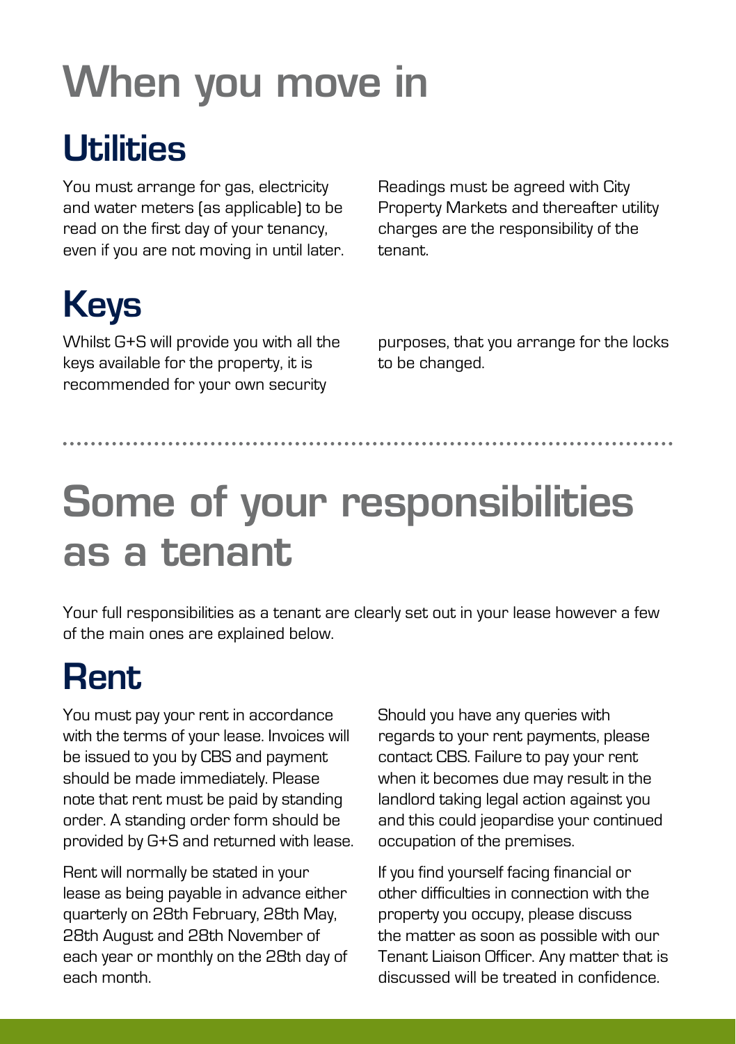# When you move in

## Utilities

You must arrange for gas, electricity and water meters (as applicable) to be read on the first day of your tenancy, even if you are not moving in until later. Readings must be agreed with City Property Markets and thereafter utility charges are the responsibility of the tenant.

## Keys

Whilst G+S will provide you with all the keys available for the property, it is recommended for your own security purposes, that you arrange for the locks to be changed.

---

# Some of your responsibilities as a tenant

Your full responsibilities as a tenant are clearly set out in your lease however a few of the main ones are explained below.

## Rent

You must pay your rent in accordance with the terms of your lease. Invoices will be issued to you by CBS and payment should be made immediately. Please note that rent must be paid by standing order. A standing order form should be provided by G+S and returned with lease.

Rent will normally be stated in your lease as being payable in advance either quarterly on 28th February, 28th May, 28th August and 28th November of each year or monthly on the 28th day of each month.

Should you have any queries with regards to your rent payments, please contact CBS. Failure to pay your rent when it becomes due may result in the landlord taking legal action against you and this could jeopardise your continued occupation of the premises.

If you find yourself facing financial or other difficulties in connection with the property you occupy, please discuss the matter as soon as possible with our Tenant Liaison Officer. Any matter that is discussed will be treated in confidence.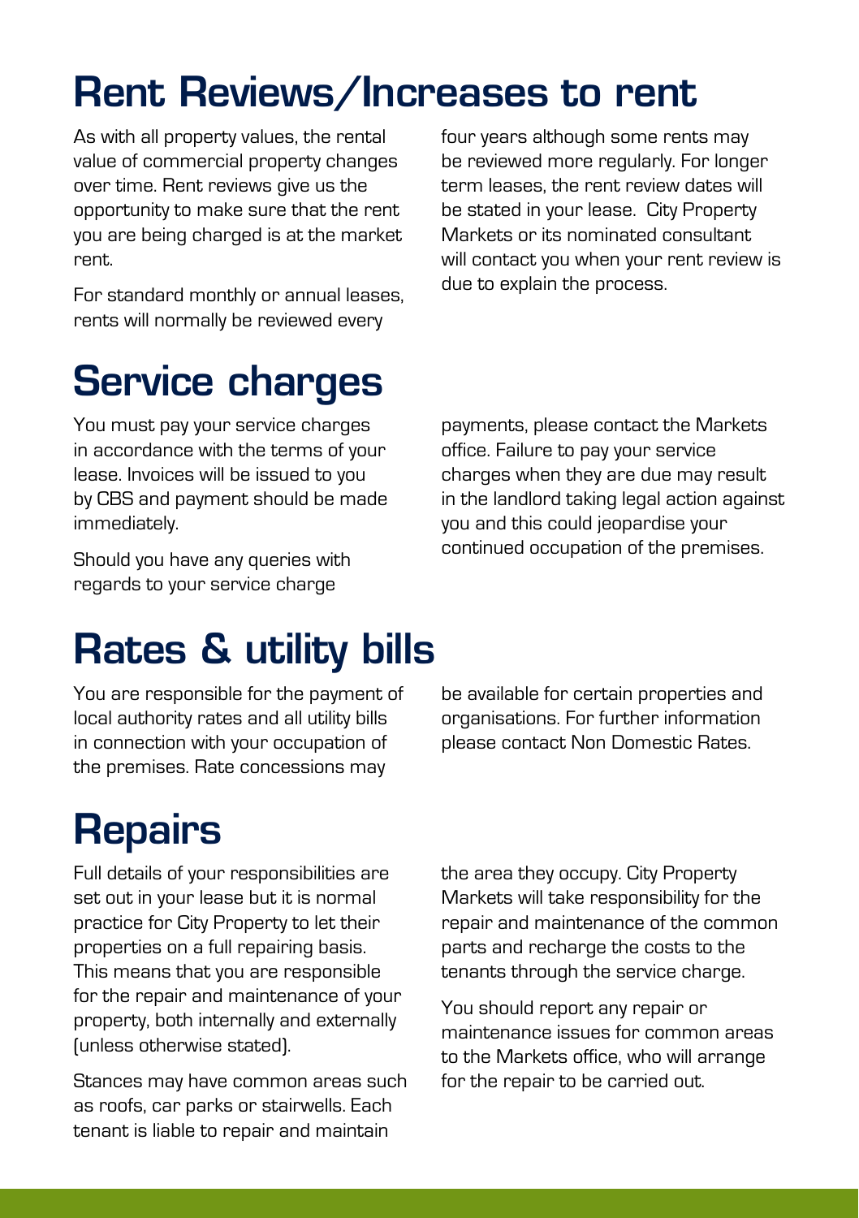# Rent Reviews/Increases to rent

As with all property values, the rental value of commercial property changes over time. Rent reviews give us the opportunity to make sure that the rent you are being charged is at the market rent.

For standard monthly or annual leases, rents will normally be reviewed every four years although some rents may be reviewed more regularly. For longer term leases, the rent review dates will be stated in your lease. City Property Markets or its nominated consultant will contact you when your rent review is due to explain the process.

# Service charges

You must pay your service charges in accordance with the terms of your lease. Invoices will be issued to you by CBS and payment should be made immediately.

Should you have any queries with regards to your service charge payments, please contact the Markets office. Failure to pay your service charges when they are due may result in the landlord taking legal action against you and this could jeopardise your continued occupation of the premises.

# Rates & utility bills

You are responsible for the payment of local authority rates and all utility bills in connection with your occupation of the premises. Rate concessions may be available for certain properties and organisations. For further information please contact Non Domestic Rates.

# Repairs

Full details of your responsibilities are set out in your lease but it is normal practice for City Property to let their properties on a full repairing basis. This means that you are responsible for the repair and maintenance of your property, both internally and externally (unless otherwise stated).

Stances may have common areas such as roofs, car parks or stairwells. Each tenant is liable to repair and maintain the area they occupy. City Property Markets will take responsibility for the repair and maintenance of the common parts and recharge the costs to the tenants through the service charge.

You should report any repair or maintenance issues for common areas to the Markets office, who will arrange for the repair to be carried out.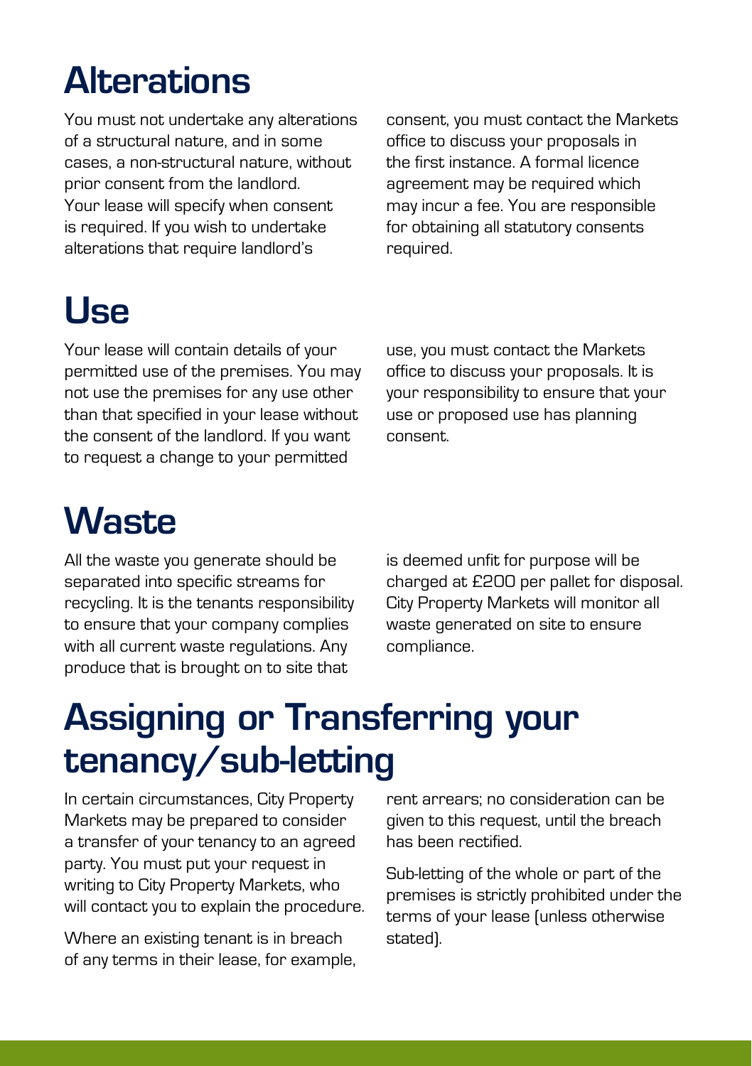# Alterations

You must not undertake any alterations of a structural nature, and in some cases, a non-structural nature, without prior consent from the landlord. Your lease will specify when consent is required. If you wish to undertake alterations that require landlord's consent, you must contact the Markets office to discuss your proposals in the first instance. A formal licence agreement may be required which may incur a fee. You are responsible for obtaining all statutory consents required.

# Use

Your lease will contain details of your permitted use of the premises. You may not use the premises for any use other than that specified in your lease without the consent of the landlord. If you want to request a change to your permitted use, you must contact the Markets office to discuss your proposals. It is your responsibility to ensure that your use or proposed use has planning consent.

# Waste

All the waste you generate should be separated into specific streams for recycling. It is the tenants responsibility to ensure that your company complies with all current waste regulations. Any produce that is brought on to site that is deemed unfit for purpose will be charged at £200 per pallet for disposal. City Property Markets will monitor all waste generated on site to ensure compliance.

# Assigning or Transferring your tenancy/sub-letting

In certain circumstances, City Property Markets may be prepared to consider a transfer of your tenancy to an agreed party. You must put your request in writing to City Property Markets, who will contact you to explain the procedure.

Where an existing tenant is in breach of any terms in their lease, for example, rent arrears; no consideration can be given to this request, until the breach has been rectified.

Sub-letting of the whole or part of the premises is strictly prohibited under the terms of your lease (unless otherwise stated).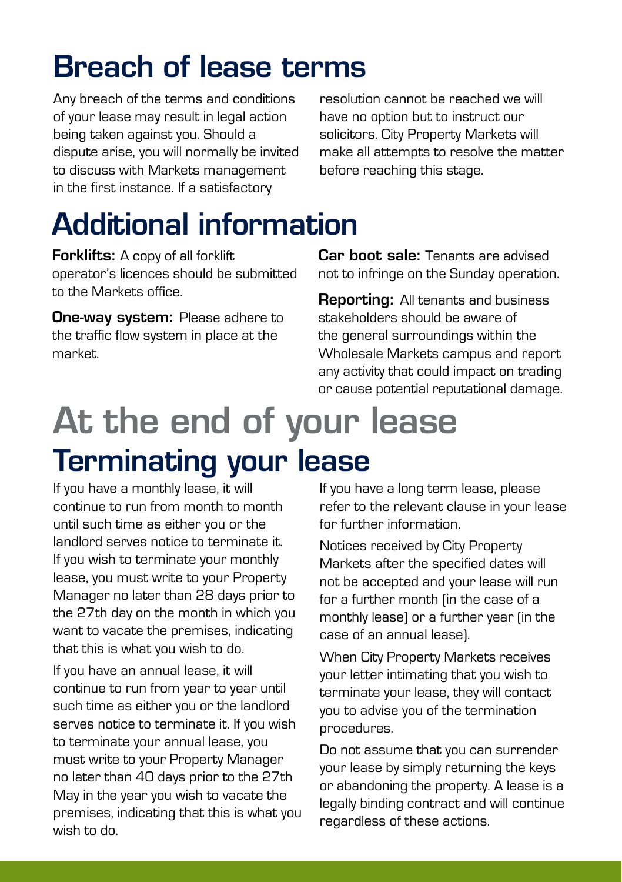# Breach of lease terms

Any breach of the terms and conditions of your lease may result in legal action being taken against you. Should a dispute arise, you will normally be invited to discuss with Markets management in the first instance. If a satisfactory resolution cannot be reached we will have no option but to instruct our solicitors. City Property Markets will make all attempts to resolve the matter before reaching this stage.

# Additional information

**Forklifts:** A copy of all forklift operator's licences should be submitted to the Markets office.

**One-way system:** Please adhere to the traffic flow system in place at the market.

**Car boot sale:** Tenants are advised not to infringe on the Sunday operation.

**Reporting:** All tenants and business stakeholders should be aware of the general surroundings within the Wholesale Markets campus and report any activity that could impact on trading or cause potential reputational damage.

# At the end of your lease

## Terminating your lease

If you have a monthly lease, it will continue to run from month to month until such time as either you or the landlord serves notice to terminate it. If you wish to terminate your monthly lease, you must write to your Property Manager no later than 28 days prior to the 27th day on the month in which you want to vacate the premises, indicating that this is what you wish to do.

If you have an annual lease, it will continue to run from year to year until such time as either you or the landlord serves notice to terminate it. If you wish to terminate your annual lease, you must write to your Property Manager no later than 40 days prior to the 27th May in the year you wish to vacate the premises, indicating that this is what you wish to do.

If you have a long term lease, please refer to the relevant clause in your lease for further information.

Notices received by City Property Markets after the specified dates will not be accepted and your lease will run for a further month (in the case of a monthly lease) or a further year (in the case of an annual lease).

When City Property Markets receives your letter intimating that you wish to terminate your lease, they will contact you to advise you of the termination procedures.

Do not assume that you can surrender your lease by simply returning the keys or abandoning the property. A lease is a legally binding contract and will continue regardless of these actions.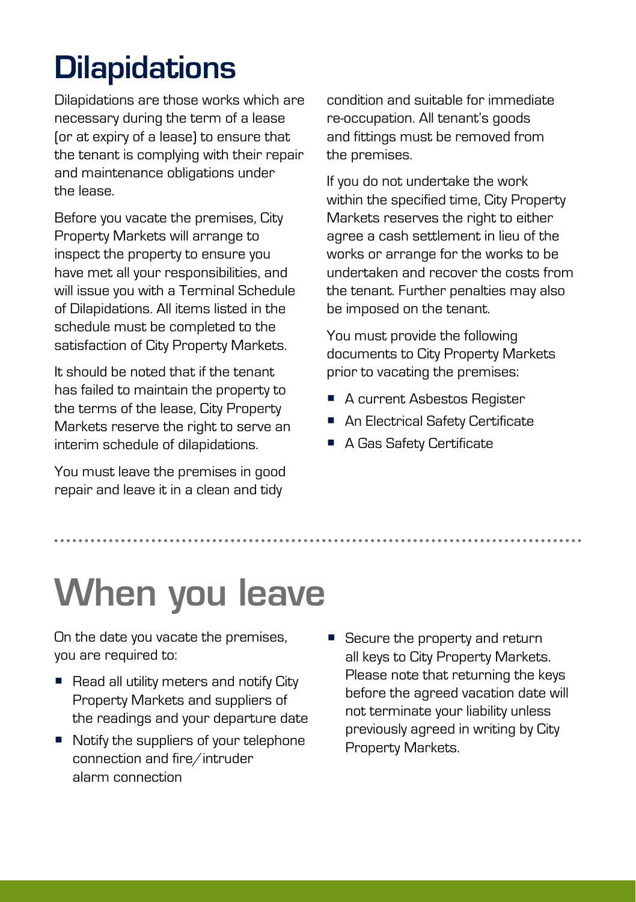# Dilapidations

Dilapidations are those works which are necessary during the term of a lease (or at expiry of a lease) to ensure that the tenant is complying with their repair and maintenance obligations under the lease.

Before you vacate the premises, City Property Markets will arrange to inspect the property to ensure you have met all your responsibilities, and will issue you with a Terminal Schedule of Dilapidations. All items listed in the schedule must be completed to the satisfaction of City Property Markets.

It should be noted that if the tenant has failed to maintain the property to the terms of the lease, City Property Markets reserve the right to serve an interim schedule of dilapidations.

You must leave the premises in good repair and leave it in a clean and tidy condition and suitable for immediate re-occupation. All tenant's goods and fittings must be removed from the premises.

If you do not undertake the work within the specified time, City Property Markets reserves the right to either agree a cash settlement in lieu of the works or arrange for the works to be undertaken and recover the costs from the tenant. Further penalties may also be imposed on the tenant.

You must provide the following documents to City Property Markets prior to vacating the premises:

- A current Asbestos Register
- An Electrical Safety Certificate
- A Gas Safety Certificate

# When you leave

On the date you vacate the premises, you are required to:

- Read all utility meters and notify City Property Markets and suppliers of the readings and your departure date
- Notify the suppliers of your telephone connection and fire/intruder alarm connection
- Secure the property and return all keys to City Property Markets. Please note that returning the keys before the agreed vacation date will not terminate your liability unless previously agreed in writing by City Property Markets.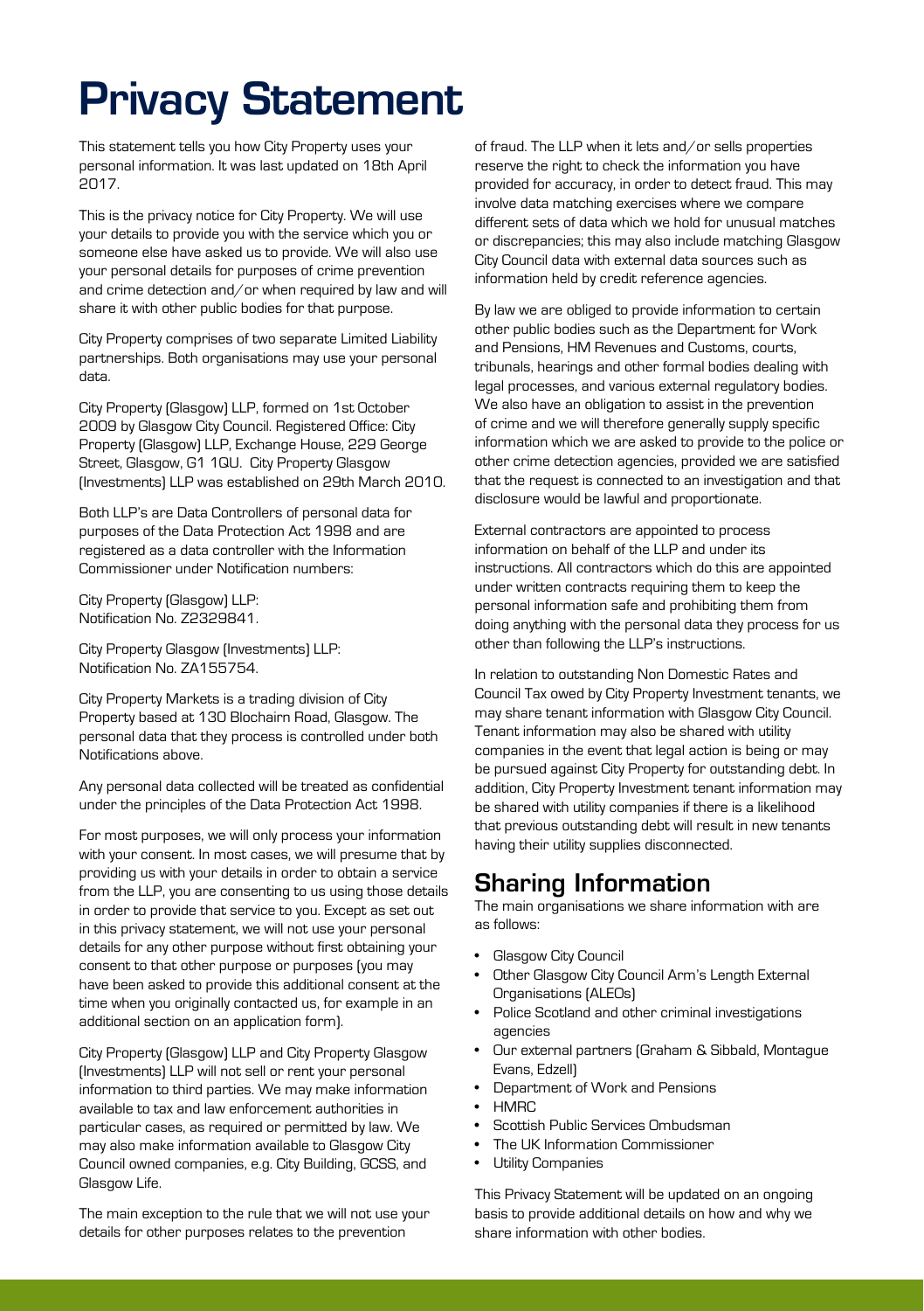# Privacy Statement

This statement tells you how City Property uses your personal information. It was last updated on 18th April 2017.

This is the privacy notice for City Property. We will use your details to provide you with the service which you or someone else have asked us to provide. We will also use your personal details for purposes of crime prevention and crime detection and/or when required by law and will share it with other public bodies for that purpose.

City Property comprises of two separate Limited Liability partnerships. Both organisations may use your personal data.

City Property (Glasgow) LLP, formed on 1st October 2009 by Glasgow City Council. Registered Office: City Property (Glasgow) LLP, Exchange House, 229 George Street, Glasgow, G1 1QU. City Property Glasgow (Investments) LLP was established on 29th March 2010.

Both LLP's are Data Controllers of personal data for purposes of the Data Protection Act 1998 and are registered as a data controller with the Information Commissioner under Notification numbers:

City Property (Glasgow) LLP:
Notification No. Z2329841.

City Property Glasgow (Investments) LLP:
Notification No. ZA155754.

City Property Markets is a trading division of City Property based at 130 Blochairn Road, Glasgow. The personal data that they process is controlled under both Notifications above.

Any personal data collected will be treated as confidential under the principles of the Data Protection Act 1998.

For most purposes, we will only process your information with your consent. In most cases, we will presume that by providing us with your details in order to obtain a service from the LLP, you are consenting to us using those details in order to provide that service to you. Except as set out in this privacy statement, we will not use your personal details for any other purpose without first obtaining your consent to that other purpose or purposes (you may have been asked to provide this additional consent at the time when you originally contacted us, for example in an additional section on an application form).

City Property (Glasgow) LLP and City Property Glasgow (Investments) LLP will not sell or rent your personal information to third parties. We may make information available to tax and law enforcement authorities in particular cases, as required or permitted by law. We may also make information available to Glasgow City Council owned companies, e.g. City Building, GCSS, and Glasgow Life.

The main exception to the rule that we will not use your details for other purposes relates to the prevention of fraud. The LLP when it lets and/or sells properties reserve the right to check the information you have provided for accuracy, in order to detect fraud. This may involve data matching exercises where we compare different sets of data which we hold for unusual matches or discrepancies; this may also include matching Glasgow City Council data with external data sources such as information held by credit reference agencies.

By law we are obliged to provide information to certain other public bodies such as the Department for Work and Pensions, HM Revenues and Customs, courts, tribunals, hearings and other formal bodies dealing with legal processes, and various external regulatory bodies. We also have an obligation to assist in the prevention of crime and we will therefore generally supply specific information which we are asked to provide to the police or other crime detection agencies, provided we are satisfied that the request is connected to an investigation and that disclosure would be lawful and proportionate.

External contractors are appointed to process information on behalf of the LLP and under its instructions. All contractors which do this are appointed under written contracts requiring them to keep the personal information safe and prohibiting them from doing anything with the personal data they process for us other than following the LLP's instructions.

In relation to outstanding Non Domestic Rates and Council Tax owed by City Property Investment tenants, we may share tenant information with Glasgow City Council. Tenant information may also be shared with utility companies in the event that legal action is being or may be pursued against City Property for outstanding debt. In addition, City Property Investment tenant information may be shared with utility companies if there is a likelihood that previous outstanding debt will result in new tenants having their utility supplies disconnected.

## Sharing Information

The main organisations we share information with are as follows:

- Glasgow City Council
- Other Glasgow City Council Arm's Length External Organisations (ALEOs)
- Police Scotland and other criminal investigations agencies
- Our external partners (Graham & Sibbald, Montague Evans, Edzell)
- Department of Work and Pensions
- HMRC
- Scottish Public Services Ombudsman
- The UK Information Commissioner
- Utility Companies

This Privacy Statement will be updated on an ongoing basis to provide additional details on how and why we share information with other bodies.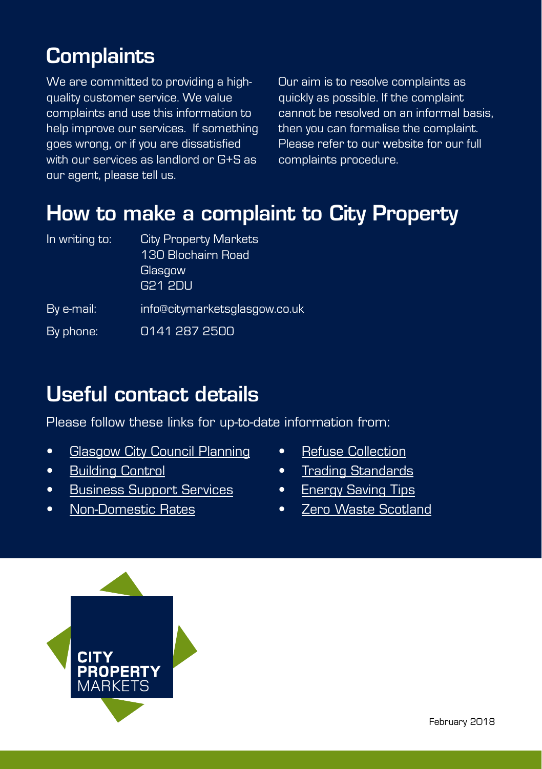## Complaints

We are committed to providing a high-quality customer service. We value complaints and use this information to help improve our services. If something goes wrong, or if you are dissatisfied with our services as landlord or G+S as our agent, please tell us.

Our aim is to resolve complaints as quickly as possible. If the complaint cannot be resolved on an informal basis, then you can formalise the complaint. Please refer to our website for our full complaints procedure.

## How to make a complaint to City Property

| | |
|---|---|
| In writing to: | City Property Markets<br>130 Blochairn Road<br>Glasgow<br>G21 2DU |
| By e-mail: | info@citymarketsglasgow.co.uk |
| By phone: | 0141 287 2500 |

## Useful contact details

Please follow these links for up-to-date information from:

- Glasgow City Council Planning
- Building Control
- Business Support Services
- Non-Domestic Rates
- Refuse Collection
- Trading Standards
- Energy Saving Tips
- Zero Waste Scotland

CITY PROPERTY MARKETS

February 2018